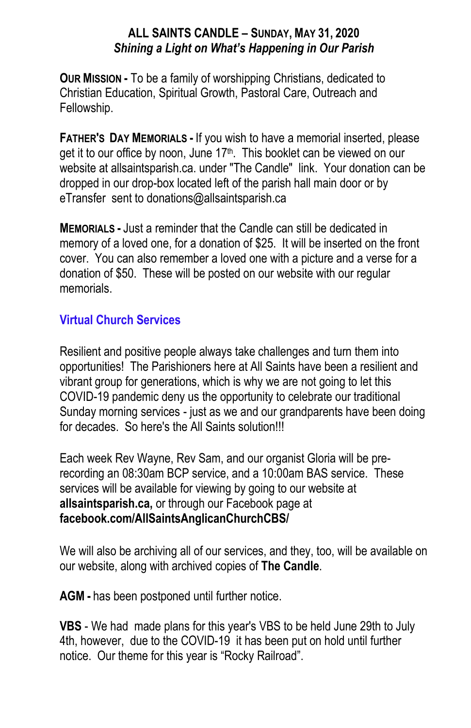# ALL SAINTS CANDLE – SUNDAY, MAY 31, 2020

***Shining a Light on What's Happening in Our Parish***

**OUR MISSION -** To be a family of worshipping Christians, dedicated to Christian Education, Spiritual Growth, Pastoral Care, Outreach and Fellowship.

**FATHER'S DAY MEMORIALS -** If you wish to have a memorial inserted, please get it to our office by noon, June 17th. This booklet can be viewed on our website at allsaintsparish.ca. under "The Candle" link. Your donation can be dropped in our drop-box located left of the parish hall main door or by eTransfer sent to donations@allsaintsparish.ca

**MEMORIALS -** Just a reminder that the Candle can still be dedicated in memory of a loved one, for a donation of $25. It will be inserted on the front cover. You can also remember a loved one with a picture and a verse for a donation of $50. These will be posted on our website with our regular memorials.

## Virtual Church Services

Resilient and positive people always take challenges and turn them into opportunities! The Parishioners here at All Saints have been a resilient and vibrant group for generations, which is why we are not going to let this COVID-19 pandemic deny us the opportunity to celebrate our traditional Sunday morning services - just as we and our grandparents have been doing for decades. So here's the All Saints solution!!!

Each week Rev Wayne, Rev Sam, and our organist Gloria will be pre-recording an 08:30am BCP service, and a 10:00am BAS service. These services will be available for viewing by going to our website at **allsaintsparish.ca,** or through our Facebook page at **facebook.com/AllSaintsAnglicanChurchCBS/**

We will also be archiving all of our services, and they, too, will be available on our website, along with archived copies of **The Candle**.

**AGM -** has been postponed until further notice.

**VBS** - We had made plans for this year's VBS to be held June 29th to July 4th, however, due to the COVID-19 it has been put on hold until further notice. Our theme for this year is "Rocky Railroad".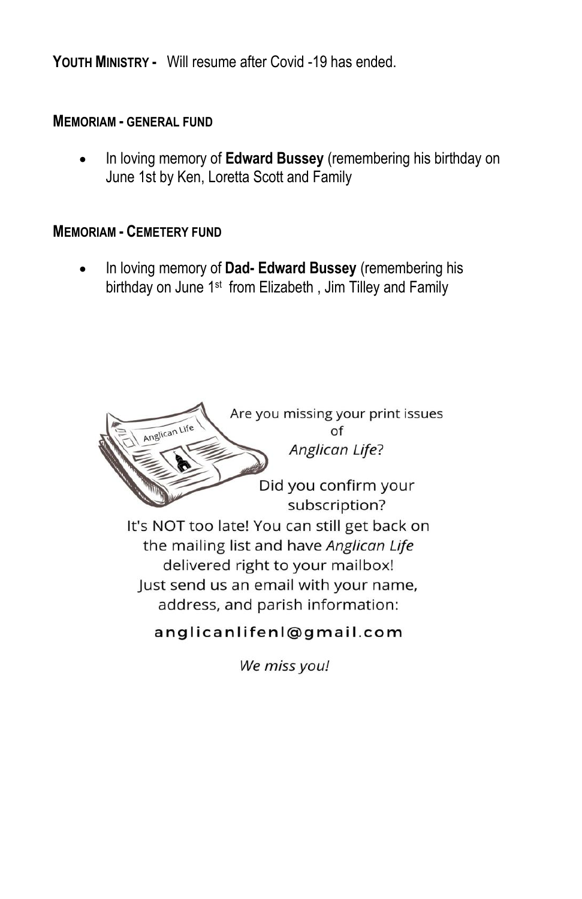**YOUTH MINISTRY -** Will resume after Covid -19 has ended.

**MEMORIAM - GENERAL FUND**

- In loving memory of **Edward Bussey** (remembering his birthday on June 1st by Ken, Loretta Scott and Family

**MEMORIAM - CEMETERY FUND**

- In loving memory of **Dad- Edward Bussey** (remembering his birthday on June 1st from Elizabeth , Jim Tilley and Family

Are you missing your print issues of *Anglican Life*?

Did you confirm your subscription?

It's NOT too late! You can still get back on the mailing list and have *Anglican Life* delivered right to your mailbox! Just send us an email with your name, address, and parish information:

anglicanlifenl@gmail.com

*We miss you!*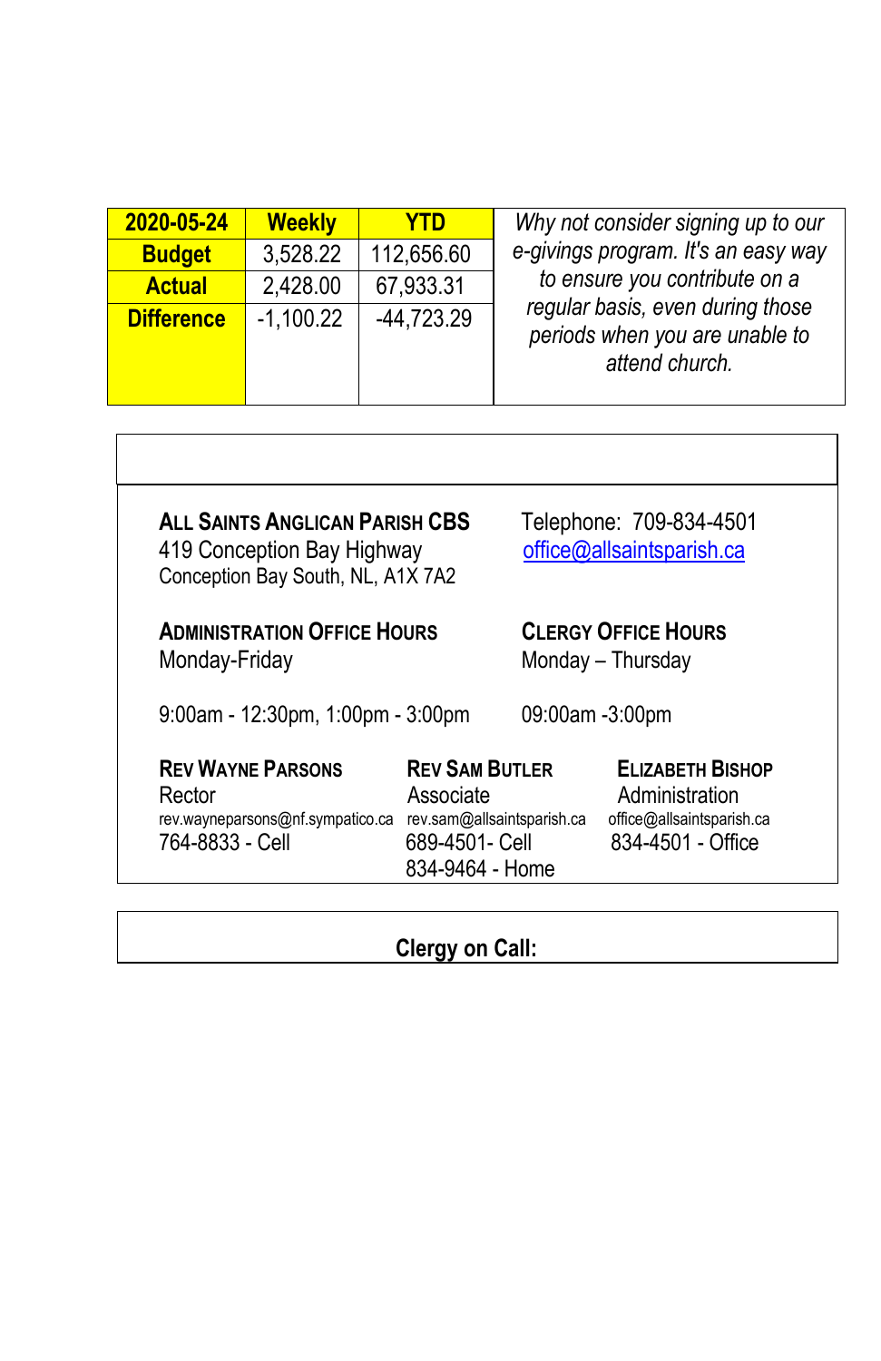| 2020-05-24 | Weekly | YTD |
|---|---|---|
| **Budget** | 3,528.22 | 112,656.60 |
| **Actual** | 2,428.00 | 67,933.31 |
| **Difference** | -1,100.22 | -44,723.29 |

*Why not consider signing up to our e-givings program. It's an easy way to ensure you contribute on a regular basis, even during those periods when you are unable to attend church.*

**ALL SAINTS ANGLICAN PARISH CBS**
419 Conception Bay Highway
Conception Bay South, NL, A1X 7A2

Telephone: 709-834-4501
office@allsaintsparish.ca

**ADMINISTRATION OFFICE HOURS**
Monday-Friday

9:00am - 12:30pm, 1:00pm - 3:00pm

**CLERGY OFFICE HOURS**
Monday – Thursday

09:00am -3:00pm

**REV WAYNE PARSONS**
Rector
rev.wayneparsons@nf.sympatico.ca
764-8833 - Cell

**REV SAM BUTLER**
Associate
rev.sam@allsaintsparish.ca
689-4501- Cell
834-9464 - Home

**ELIZABETH BISHOP**
Administration
office@allsaintsparish.ca
834-4501 - Office

**Clergy on Call:**